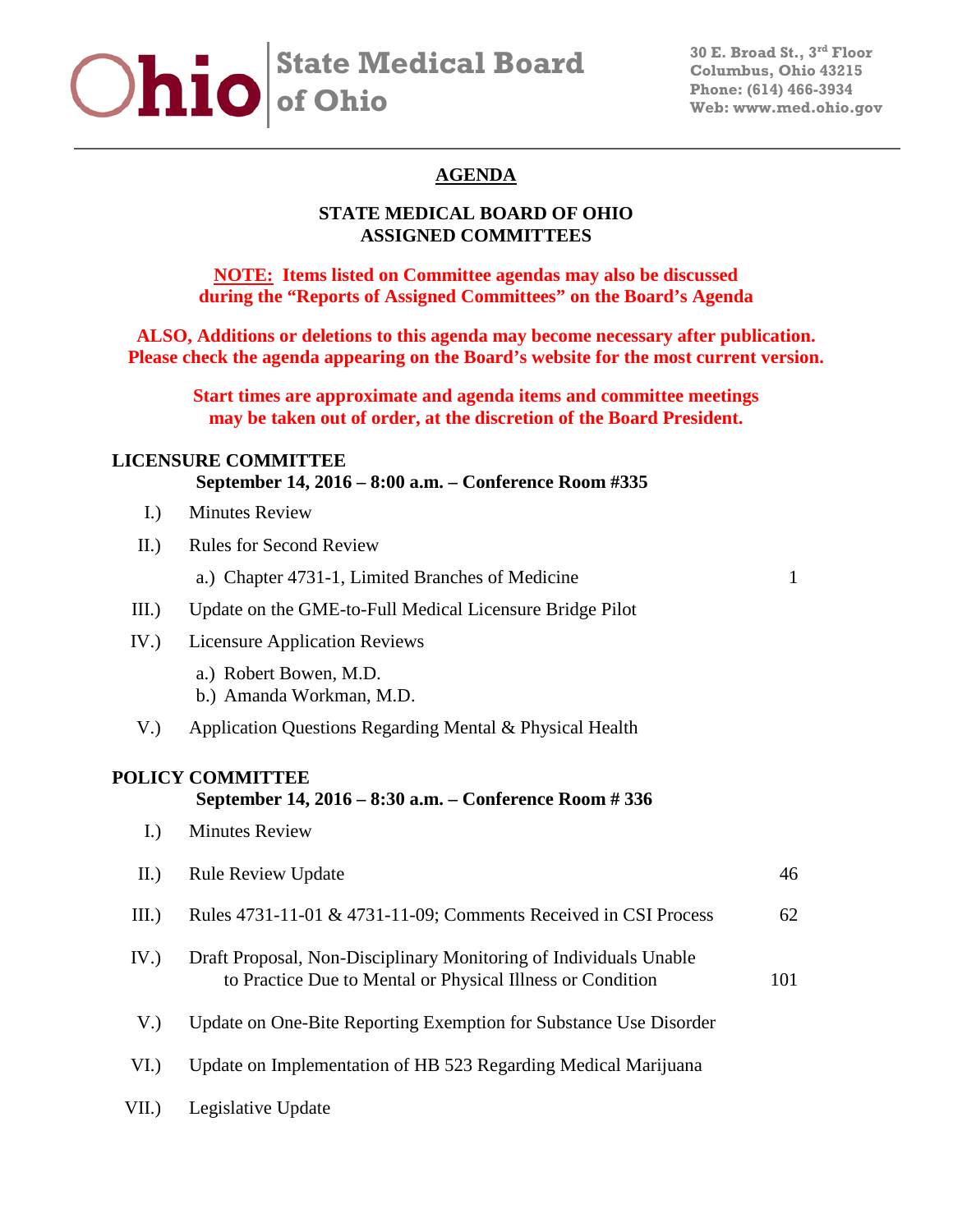**Ohio | State Medical Board of Ohio**

30 E. Broad St., 3rd Floor
Columbus, Ohio 43215
Phone: (614) 466-3934
Web: www.med.ohio.gov

# AGENDA

## STATE MEDICAL BOARD OF OHIO
## ASSIGNED COMMITTEES

**NOTE: Items listed on Committee agendas may also be discussed during the "Reports of Assigned Committees" on the Board's Agenda**

**ALSO, Additions or deletions to this agenda may become necessary after publication. Please check the agenda appearing on the Board's website for the most current version.**

**Start times are approximate and agenda items and committee meetings may be taken out of order, at the discretion of the Board President.**

### LICENSURE COMMITTEE

**September 14, 2016 – 8:00 a.m. – Conference Room #335**

I.) Minutes Review

II.) Rules for Second Review

- a.) Chapter 4731-1, Limited Branches of Medicine — 1

III.) Update on the GME-to-Full Medical Licensure Bridge Pilot

IV.) Licensure Application Reviews

- a.) Robert Bowen, M.D.
- b.) Amanda Workman, M.D.

V.) Application Questions Regarding Mental & Physical Health

### POLICY COMMITTEE

**September 14, 2016 – 8:30 a.m. – Conference Room # 336**

I.) Minutes Review

II.) Rule Review Update — 46

III.) Rules 4731-11-01 & 4731-11-09; Comments Received in CSI Process — 62

IV.) Draft Proposal, Non-Disciplinary Monitoring of Individuals Unable to Practice Due to Mental or Physical Illness or Condition — 101

V.) Update on One-Bite Reporting Exemption for Substance Use Disorder

VI.) Update on Implementation of HB 523 Regarding Medical Marijuana

VII.) Legislative Update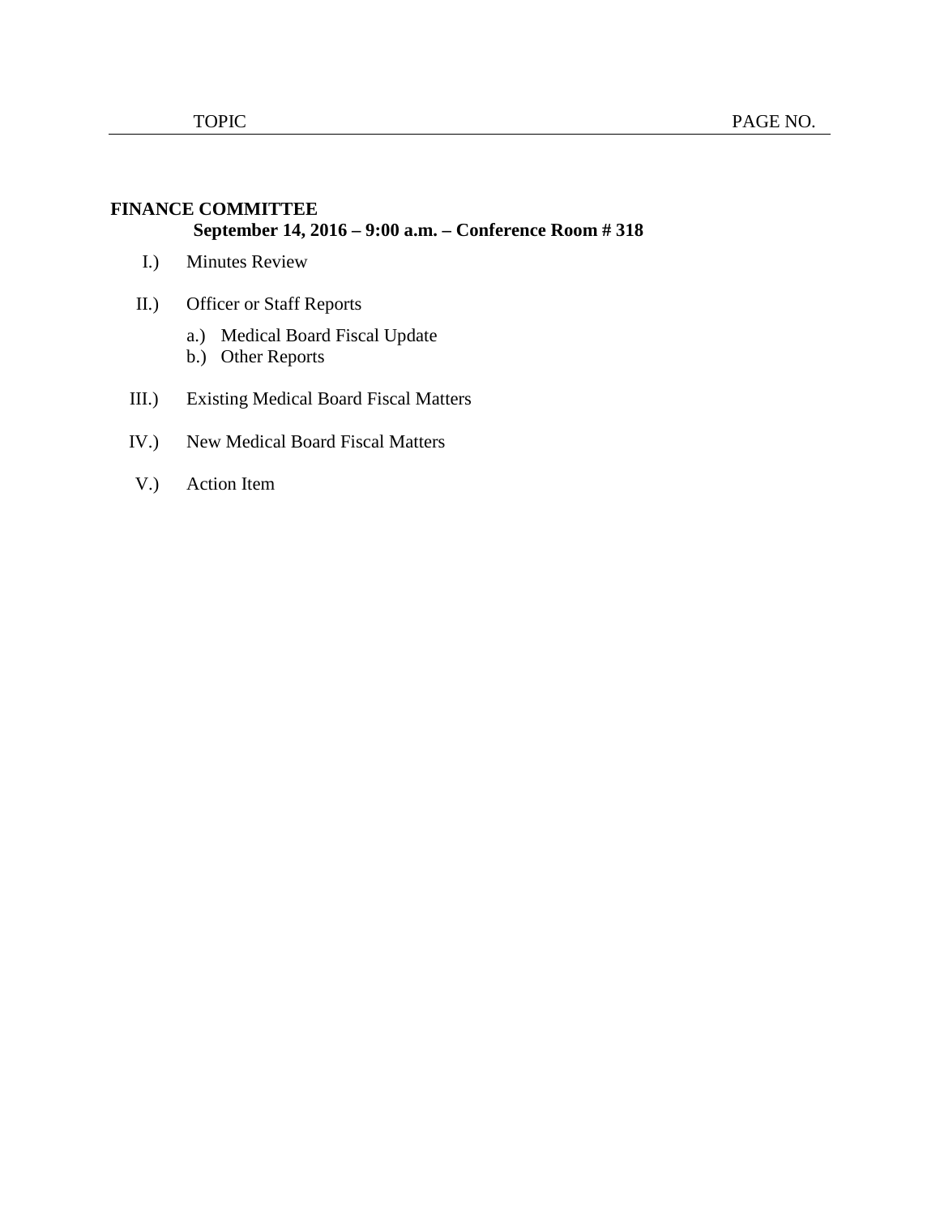| TOPIC | PAGE NO. |
|---|---|

**FINANCE COMMITTEE**

**September 14, 2016 – 9:00 a.m. – Conference Room # 318**

I.) Minutes Review

II.) Officer or Staff Reports

- a.) Medical Board Fiscal Update
- b.) Other Reports

III.) Existing Medical Board Fiscal Matters

IV.) New Medical Board Fiscal Matters

V.) Action Item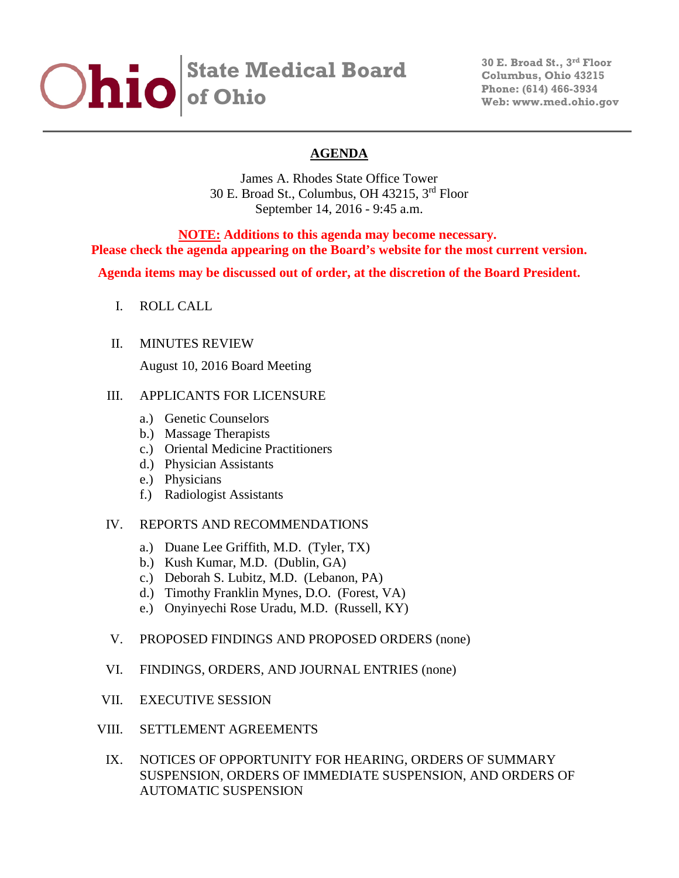**Ohio** | **State Medical Board of Ohio**

**30 E. Broad St., 3rd Floor**
**Columbus, Ohio 43215**
**Phone: (614) 466-3934**
**Web: www.med.ohio.gov**

---

# AGENDA

James A. Rhodes State Office Tower
30 E. Broad St., Columbus, OH 43215, 3rd Floor
September 14, 2016 - 9:45 a.m.

**NOTE: Additions to this agenda may become necessary.**
**Please check the agenda appearing on the Board's website for the most current version.**

**Agenda items may be discussed out of order, at the discretion of the Board President.**

I. ROLL CALL

II. MINUTES REVIEW

August 10, 2016 Board Meeting

III. APPLICANTS FOR LICENSURE

a.) Genetic Counselors
b.) Massage Therapists
c.) Oriental Medicine Practitioners
d.) Physician Assistants
e.) Physicians
f.) Radiologist Assistants

IV. REPORTS AND RECOMMENDATIONS

a.) Duane Lee Griffith, M.D. (Tyler, TX)
b.) Kush Kumar, M.D. (Dublin, GA)
c.) Deborah S. Lubitz, M.D. (Lebanon, PA)
d.) Timothy Franklin Mynes, D.O. (Forest, VA)
e.) Onyinyechi Rose Uradu, M.D. (Russell, KY)

V. PROPOSED FINDINGS AND PROPOSED ORDERS (none)

VI. FINDINGS, ORDERS, AND JOURNAL ENTRIES (none)

VII. EXECUTIVE SESSION

VIII. SETTLEMENT AGREEMENTS

IX. NOTICES OF OPPORTUNITY FOR HEARING, ORDERS OF SUMMARY SUSPENSION, ORDERS OF IMMEDIATE SUSPENSION, AND ORDERS OF AUTOMATIC SUSPENSION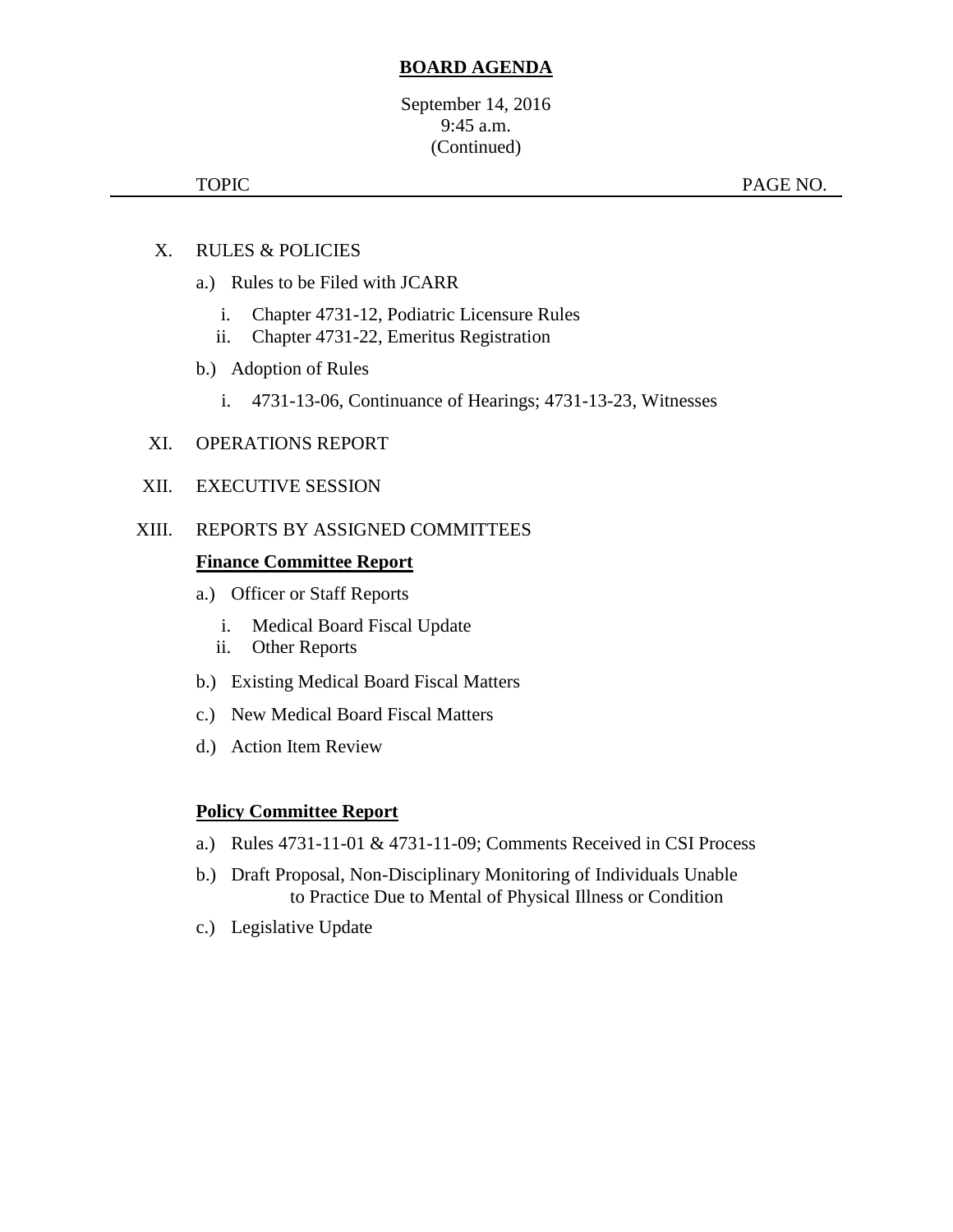# BOARD AGENDA

September 14, 2016
9:45 a.m.
(Continued)

TOPIC PAGE NO.

X. RULES & POLICIES

a.) Rules to be Filed with JCARR

i. Chapter 4731-12, Podiatric Licensure Rules
ii. Chapter 4731-22, Emeritus Registration

b.) Adoption of Rules

i. 4731-13-06, Continuance of Hearings; 4731-13-23, Witnesses

XI. OPERATIONS REPORT

XII. EXECUTIVE SESSION

XIII. REPORTS BY ASSIGNED COMMITTEES

**Finance Committee Report**

a.) Officer or Staff Reports

i. Medical Board Fiscal Update
ii. Other Reports

b.) Existing Medical Board Fiscal Matters

c.) New Medical Board Fiscal Matters

d.) Action Item Review

**Policy Committee Report**

a.) Rules 4731-11-01 & 4731-11-09; Comments Received in CSI Process

b.) Draft Proposal, Non-Disciplinary Monitoring of Individuals Unable to Practice Due to Mental of Physical Illness or Condition

c.) Legislative Update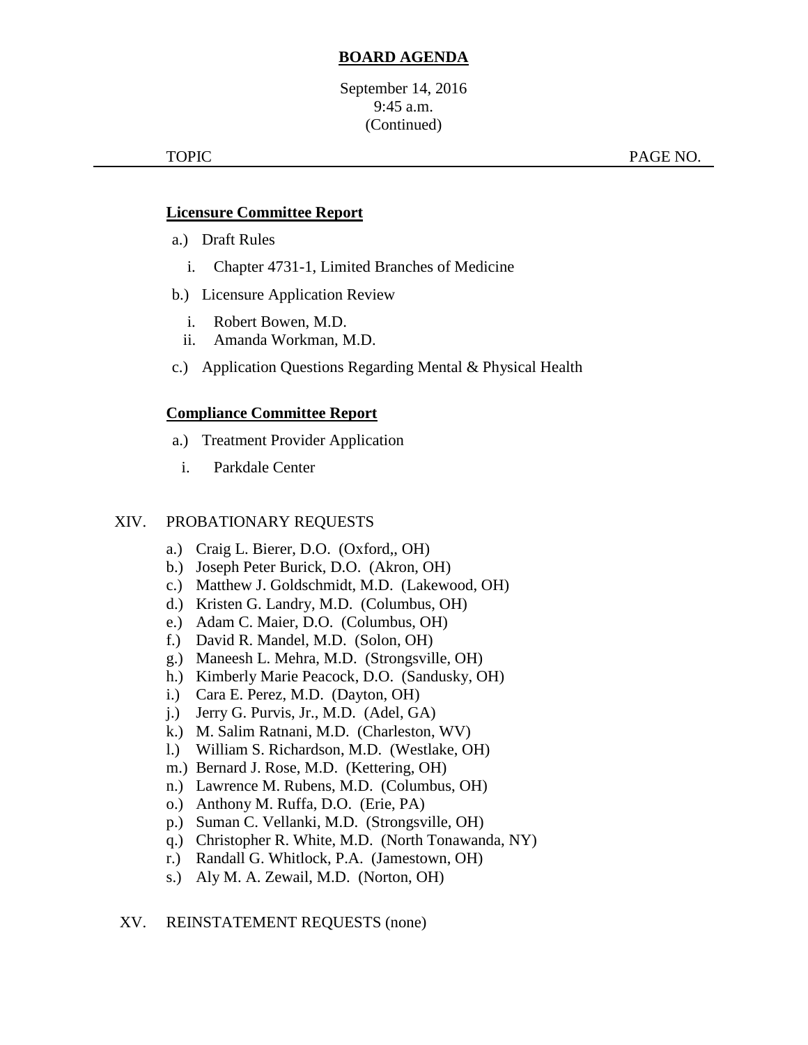# BOARD AGENDA

September 14, 2016
9:45 a.m.
(Continued)

TOPIC PAGE NO.

**Licensure Committee Report**

a.) Draft Rules

i. Chapter 4731-1, Limited Branches of Medicine

b.) Licensure Application Review

i. Robert Bowen, M.D.
ii. Amanda Workman, M.D.

c.) Application Questions Regarding Mental & Physical Health

**Compliance Committee Report**

a.) Treatment Provider Application

i. Parkdale Center

XIV. PROBATIONARY REQUESTS

a.) Craig L. Bierer, D.O. (Oxford,, OH)
b.) Joseph Peter Burick, D.O. (Akron, OH)
c.) Matthew J. Goldschmidt, M.D. (Lakewood, OH)
d.) Kristen G. Landry, M.D. (Columbus, OH)
e.) Adam C. Maier, D.O. (Columbus, OH)
f.) David R. Mandel, M.D. (Solon, OH)
g.) Maneesh L. Mehra, M.D. (Strongsville, OH)
h.) Kimberly Marie Peacock, D.O. (Sandusky, OH)
i.) Cara E. Perez, M.D. (Dayton, OH)
j.) Jerry G. Purvis, Jr., M.D. (Adel, GA)
k.) M. Salim Ratnani, M.D. (Charleston, WV)
l.) William S. Richardson, M.D. (Westlake, OH)
m.) Bernard J. Rose, M.D. (Kettering, OH)
n.) Lawrence M. Rubens, M.D. (Columbus, OH)
o.) Anthony M. Ruffa, D.O. (Erie, PA)
p.) Suman C. Vellanki, M.D. (Strongsville, OH)
q.) Christopher R. White, M.D. (North Tonawanda, NY)
r.) Randall G. Whitlock, P.A. (Jamestown, OH)
s.) Aly M. A. Zewail, M.D. (Norton, OH)

XV. REINSTATEMENT REQUESTS (none)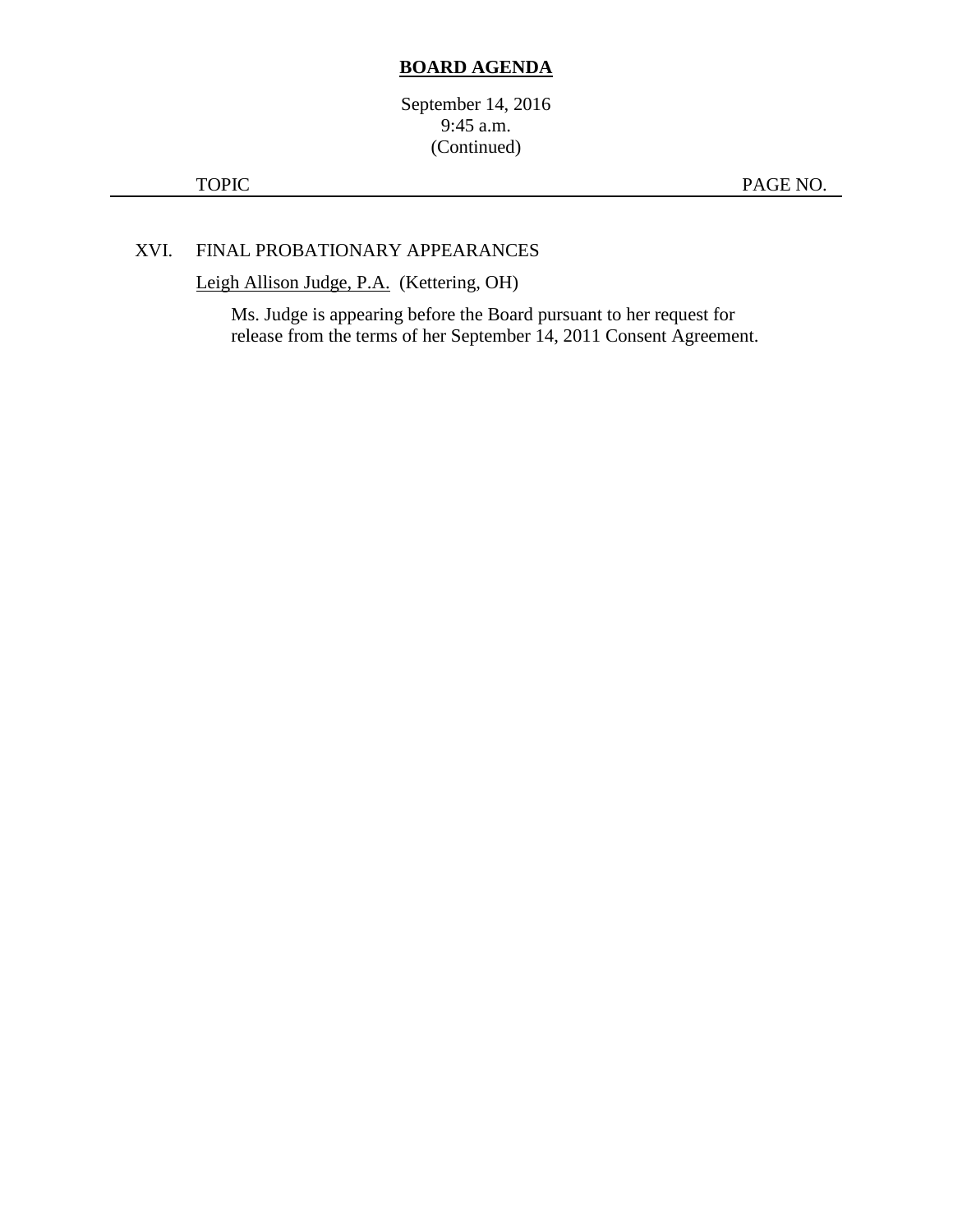**BOARD AGENDA**

September 14, 2016
9:45 a.m.
(Continued)

| TOPIC | PAGE NO. |
|---|---|

XVI. FINAL PROBATIONARY APPEARANCES

Leigh Allison Judge, P.A. (Kettering, OH)

Ms. Judge is appearing before the Board pursuant to her request for release from the terms of her September 14, 2011 Consent Agreement.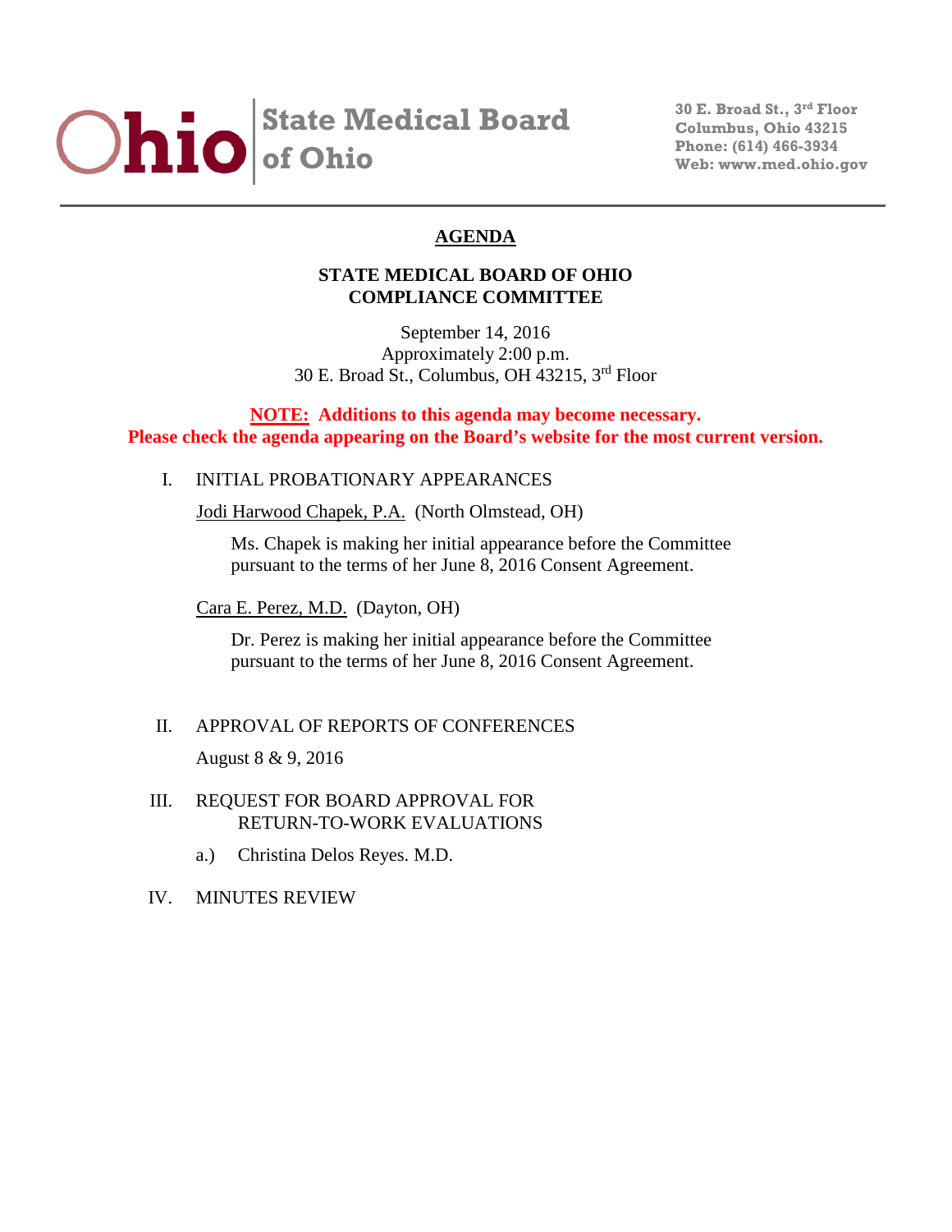**Ohio** | **State Medical Board of Ohio**

**30 E. Broad St., 3rd Floor**
**Columbus, Ohio 43215**
**Phone: (614) 466-3934**
**Web: www.med.ohio.gov**

# AGENDA

## STATE MEDICAL BOARD OF OHIO
## COMPLIANCE COMMITTEE

September 14, 2016
Approximately 2:00 p.m.
30 E. Broad St., Columbus, OH 43215, 3rd Floor

**NOTE: Additions to this agenda may become necessary.**
**Please check the agenda appearing on the Board's website for the most current version.**

I. INITIAL PROBATIONARY APPEARANCES

Jodi Harwood Chapek, P.A. (North Olmstead, OH)

Ms. Chapek is making her initial appearance before the Committee pursuant to the terms of her June 8, 2016 Consent Agreement.

Cara E. Perez, M.D. (Dayton, OH)

Dr. Perez is making her initial appearance before the Committee pursuant to the terms of her June 8, 2016 Consent Agreement.

II. APPROVAL OF REPORTS OF CONFERENCES

August 8 & 9, 2016

III. REQUEST FOR BOARD APPROVAL FOR RETURN-TO-WORK EVALUATIONS

a.) Christina Delos Reyes. M.D.

IV. MINUTES REVIEW